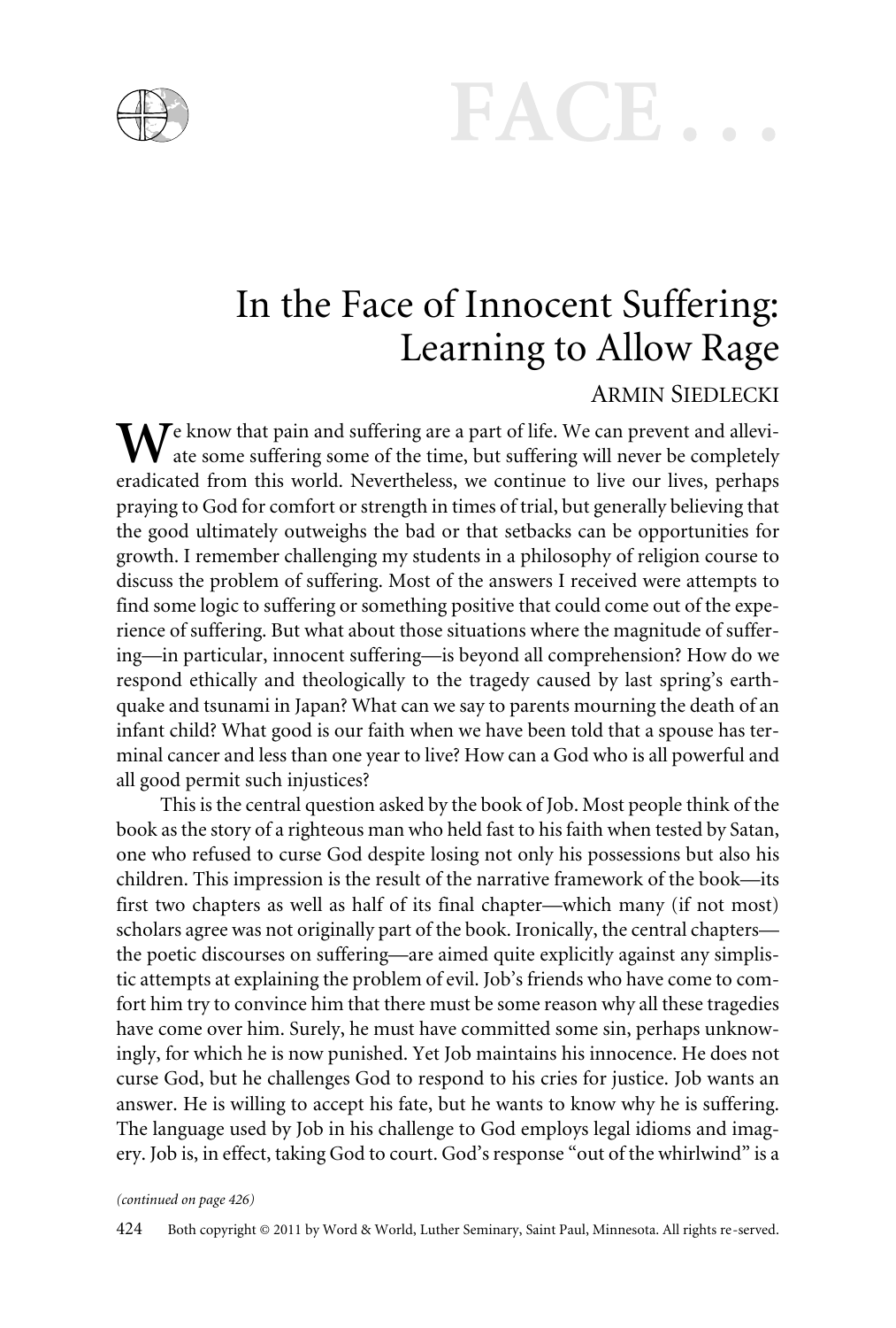# In the Face of Innocent Suffering: Learning to Allow Rage

ARMIN SIEDLECKI

We know that pain and suffering are a part of life. We can prevent and alleviate some suffering some of the time, but suffering will never be completely eradicated from this world. Nevertheless, we continue to live our lives, perhaps praying to God for comfort or strength in times of trial, but generally believing that the good ultimately outweighs the bad or that setbacks can be opportunities for growth. I remember challenging my students in a philosophy of religion course to discuss the problem of suffering. Most of the answers I received were attempts to find some logic to suffering or something positive that could come out of the experience of suffering. But what about those situations where the magnitude of suffering—in particular, innocent suffering—is beyond all comprehension? How do we respond ethically and theologically to the tragedy caused by last spring's earthquake and tsunami in Japan? What can we say to parents mourning the death of an infant child? What good is our faith when we have been told that a spouse has terminal cancer and less than one year to live? How can a God who is all powerful and all good permit such injustices?

This is the central question asked by the book of Job. Most people think of the book as the story of a righteous man who held fast to his faith when tested by Satan, one who refused to curse God despite losing not only his possessions but also his children. This impression is the result of the narrative framework of the book—its first two chapters as well as half of its final chapter—which many (if not most) scholars agree was not originally part of the book. Ironically, the central chapters—the poetic discourses on suffering—are aimed quite explicitly against any simplistic attempts at explaining the problem of evil. Job's friends who have come to comfort him try to convince him that there must be some reason why all these tragedies have come over him. Surely, he must have committed some sin, perhaps unknowingly, for which he is now punished. Yet Job maintains his innocence. He does not curse God, but he challenges God to respond to his cries for justice. Job wants an answer. He is willing to accept his fate, but he wants to know why he is suffering. The language used by Job in his challenge to God employs legal idioms and imagery. Job is, in effect, taking God to court. God's response "out of the whirlwind" is a

*(continued on page 426)*

Both copyright © 2011 by Word & World, Luther Seminary, Saint Paul, Minnesota. All rights re-served.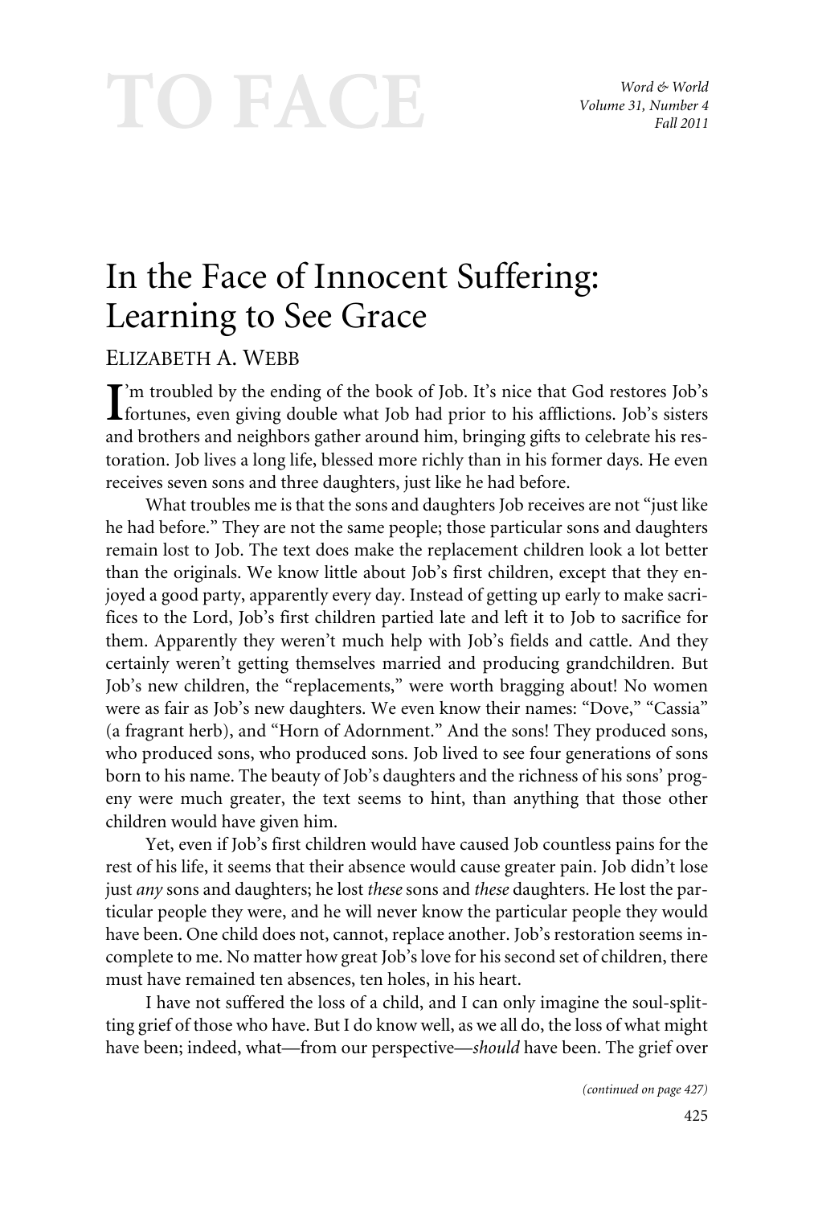# In the Face of Innocent Suffering: Learning to See Grace

ELIZABETH A. WEBB

I'm troubled by the ending of the book of Job. It's nice that God restores Job's fortunes, even giving double what Job had prior to his afflictions. Job's sisters and brothers and neighbors gather around him, bringing gifts to celebrate his restoration. Job lives a long life, blessed more richly than in his former days. He even receives seven sons and three daughters, just like he had before.

What troubles me is that the sons and daughters Job receives are not "just like he had before." They are not the same people; those particular sons and daughters remain lost to Job. The text does make the replacement children look a lot better than the originals. We know little about Job's first children, except that they enjoyed a good party, apparently every day. Instead of getting up early to make sacrifices to the Lord, Job's first children partied late and left it to Job to sacrifice for them. Apparently they weren't much help with Job's fields and cattle. And they certainly weren't getting themselves married and producing grandchildren. But Job's new children, the "replacements," were worth bragging about! No women were as fair as Job's new daughters. We even know their names: "Dove," "Cassia" (a fragrant herb), and "Horn of Adornment." And the sons! They produced sons, who produced sons, who produced sons. Job lived to see four generations of sons born to his name. The beauty of Job's daughters and the richness of his sons' progeny were much greater, the text seems to hint, than anything that those other children would have given him.

Yet, even if Job's first children would have caused Job countless pains for the rest of his life, it seems that their absence would cause greater pain. Job didn't lose just *any* sons and daughters; he lost *these* sons and *these* daughters. He lost the particular people they were, and he will never know the particular people they would have been. One child does not, cannot, replace another. Job's restoration seems incomplete to me. No matter how great Job's love for his second set of children, there must have remained ten absences, ten holes, in his heart.

I have not suffered the loss of a child, and I can only imagine the soul-splitting grief of those who have. But I do know well, as we all do, the loss of what might have been; indeed, what—from our perspective—*should* have been. The grief over

*(continued on page 427)*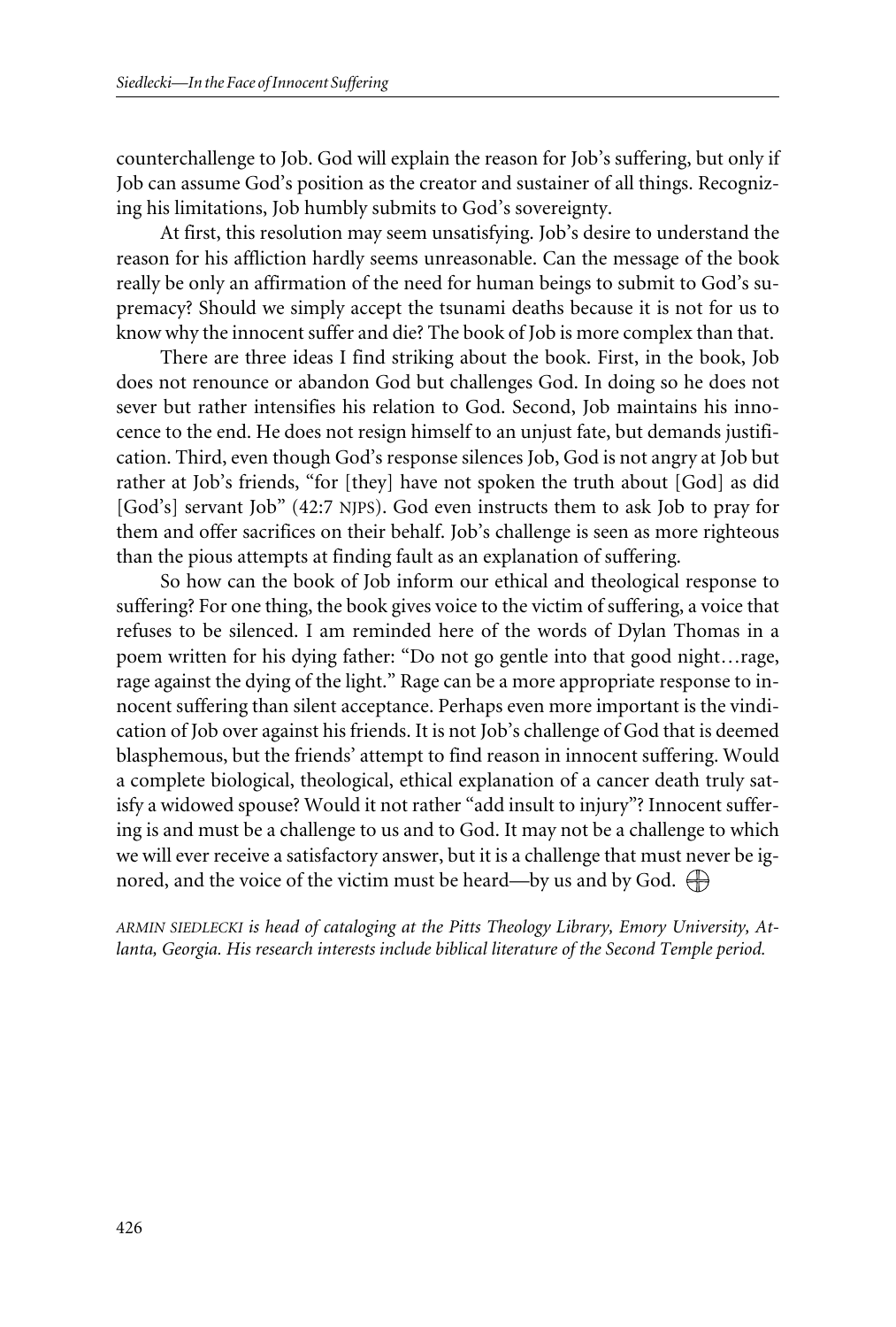counterchallenge to Job. God will explain the reason for Job's suffering, but only if Job can assume God's position as the creator and sustainer of all things. Recognizing his limitations, Job humbly submits to God's sovereignty.

At first, this resolution may seem unsatisfying. Job's desire to understand the reason for his affliction hardly seems unreasonable. Can the message of the book really be only an affirmation of the need for human beings to submit to God's supremacy? Should we simply accept the tsunami deaths because it is not for us to know why the innocent suffer and die? The book of Job is more complex than that.

There are three ideas I find striking about the book. First, in the book, Job does not renounce or abandon God but challenges God. In doing so he does not sever but rather intensifies his relation to God. Second, Job maintains his innocence to the end. He does not resign himself to an unjust fate, but demands justification. Third, even though God's response silences Job, God is not angry at Job but rather at Job's friends, "for [they] have not spoken the truth about [God] as did [God's] servant Job" (42:7 NJPS). God even instructs them to ask Job to pray for them and offer sacrifices on their behalf. Job's challenge is seen as more righteous than the pious attempts at finding fault as an explanation of suffering.

So how can the book of Job inform our ethical and theological response to suffering? For one thing, the book gives voice to the victim of suffering, a voice that refuses to be silenced. I am reminded here of the words of Dylan Thomas in a poem written for his dying father: "Do not go gentle into that good night…rage, rage against the dying of the light." Rage can be a more appropriate response to innocent suffering than silent acceptance. Perhaps even more important is the vindication of Job over against his friends. It is not Job's challenge of God that is deemed blasphemous, but the friends' attempt to find reason in innocent suffering. Would a complete biological, theological, ethical explanation of a cancer death truly satisfy a widowed spouse? Would it not rather "add insult to injury"? Innocent suffering is and must be a challenge to us and to God. It may not be a challenge to which we will ever receive a satisfactory answer, but it is a challenge that must never be ignored, and the voice of the victim must be heard—by us and by God.

*ARMIN SIEDLECKI is head of cataloging at the Pitts Theology Library, Emory University, Atlanta, Georgia. His research interests include biblical literature of the Second Temple period.*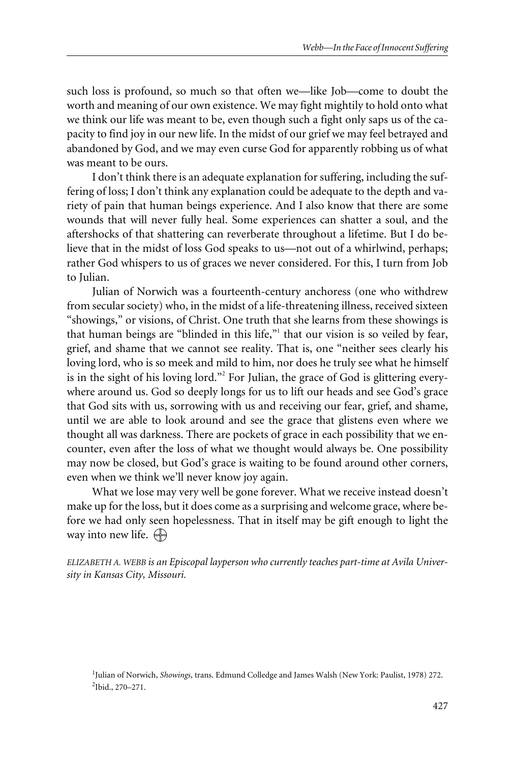such loss is profound, so much so that often we—like Job—come to doubt the worth and meaning of our own existence. We may fight mightily to hold onto what we think our life was meant to be, even though such a fight only saps us of the capacity to find joy in our new life. In the midst of our grief we may feel betrayed and abandoned by God, and we may even curse God for apparently robbing us of what was meant to be ours.

I don't think there is an adequate explanation for suffering, including the suffering of loss; I don't think any explanation could be adequate to the depth and variety of pain that human beings experience. And I also know that there are some wounds that will never fully heal. Some experiences can shatter a soul, and the aftershocks of that shattering can reverberate throughout a lifetime. But I do believe that in the midst of loss God speaks to us—not out of a whirlwind, perhaps; rather God whispers to us of graces we never considered. For this, I turn from Job to Julian.

Julian of Norwich was a fourteenth-century anchoress (one who withdrew from secular society) who, in the midst of a life-threatening illness, received sixteen "showings," or visions, of Christ. One truth that she learns from these showings is that human beings are "blinded in this life,"[1] that our vision is so veiled by fear, grief, and shame that we cannot see reality. That is, one "neither sees clearly his loving lord, who is so meek and mild to him, nor does he truly see what he himself is in the sight of his loving lord."[2] For Julian, the grace of God is glittering everywhere around us. God so deeply longs for us to lift our heads and see God's grace that God sits with us, sorrowing with us and receiving our fear, grief, and shame, until we are able to look around and see the grace that glistens even where we thought all was darkness. There are pockets of grace in each possibility that we encounter, even after the loss of what we thought would always be. One possibility may now be closed, but God's grace is waiting to be found around other corners, even when we think we'll never know joy again.

What we lose may very well be gone forever. What we receive instead doesn't make up for the loss, but it does come as a surprising and welcome grace, where before we had only seen hopelessness. That in itself may be gift enough to light the way into new life.

*ELIZABETH A. WEBB is an Episcopal layperson who currently teaches part-time at Avila University in Kansas City, Missouri.*

[1] Julian of Norwich, *Showings*, trans. Edmund Colledge and James Walsh (New York: Paulist, 1978) 272.

[2] Ibid., 270–271.